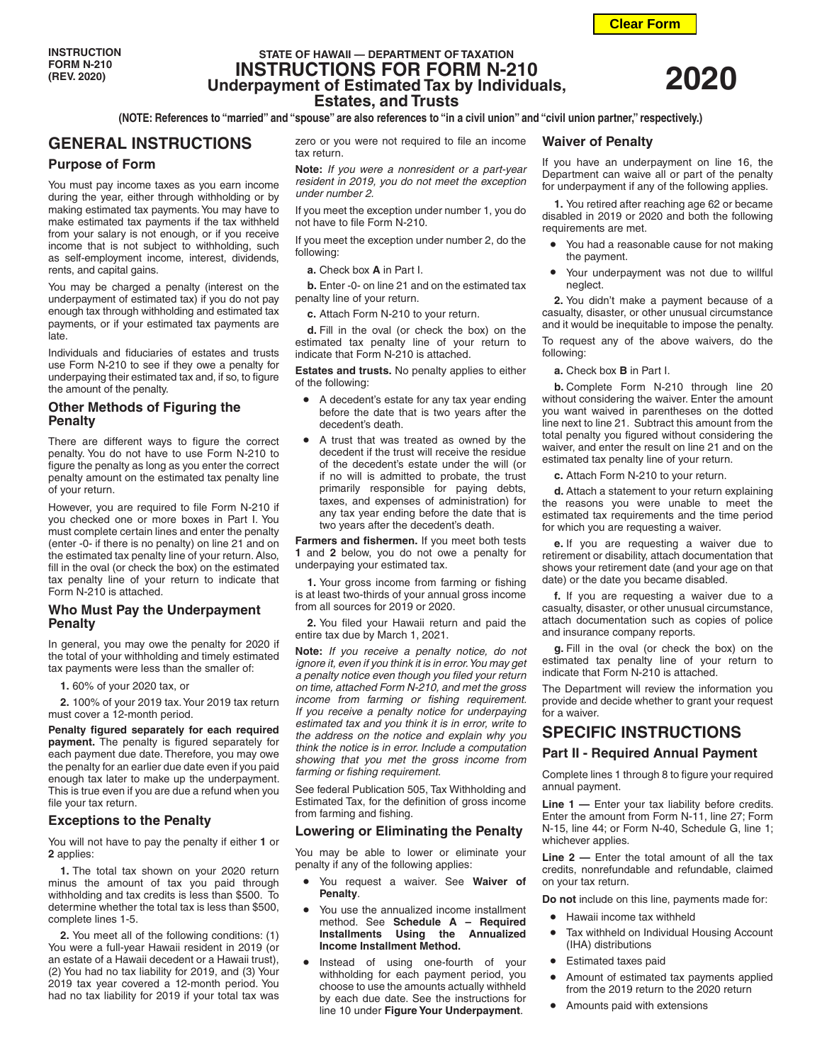INSTRUCTION FORM N-210 (REV. 2020)

STATE OF HAWAII — DEPARTMENT OF TAXATION

# INSTRUCTIONS FOR FORM N-210 Underpayment of Estimated Tax by Individuals, Estates, and Trusts

# 2020

**(NOTE: References to "married" and "spouse" are also references to "in a civil union" and "civil union partner," respectively.)**

## GENERAL INSTRUCTIONS

### Purpose of Form

You must pay income taxes as you earn income during the year, either through withholding or by making estimated tax payments. You may have to make estimated tax payments if the tax withheld from your salary is not enough, or if you receive income that is not subject to withholding, such as self-employment income, interest, dividends, rents, and capital gains.

You may be charged a penalty (interest on the underpayment of estimated tax) if you do not pay enough tax through withholding and estimated tax payments, or if your estimated tax payments are late.

Individuals and fiduciaries of estates and trusts use Form N-210 to see if they owe a penalty for underpaying their estimated tax and, if so, to figure the amount of the penalty.

### Other Methods of Figuring the Penalty

There are different ways to figure the correct penalty. You do not have to use Form N-210 to figure the penalty as long as you enter the correct penalty amount on the estimated tax penalty line of your return.

However, you are required to file Form N-210 if you checked one or more boxes in Part I. You must complete certain lines and enter the penalty (enter -0- if there is no penalty) on line 21 and on the estimated tax penalty line of your return. Also, fill in the oval (or check the box) on the estimated tax penalty line of your return to indicate that Form N-210 is attached.

### Who Must Pay the Underpayment Penalty

In general, you may owe the penalty for 2020 if the total of your withholding and timely estimated tax payments were less than the smaller of:

**1.** 60% of your 2020 tax, or

**2.** 100% of your 2019 tax. Your 2019 tax return must cover a 12-month period.

**Penalty figured separately for each required payment.** The penalty is figured separately for each payment due date. Therefore, you may owe the penalty for an earlier due date even if you paid enough tax later to make up the underpayment. This is true even if you are due a refund when you file your tax return.

### Exceptions to the Penalty

You will not have to pay the penalty if either **1** or **2** applies:

**1.** The total tax shown on your 2020 return minus the amount of tax you paid through withholding and tax credits is less than $500. To determine whether the total tax is less than $500, complete lines 1-5.

**2.** You meet all of the following conditions: (1) You were a full-year Hawaii resident in 2019 (or an estate of a Hawaii decedent or a Hawaii trust), (2) You had no tax liability for 2019, and (3) Your 2019 tax year covered a 12-month period. You had no tax liability for 2019 if your total tax was zero or you were not required to file an income tax return.

**Note:** *If you were a nonresident or a part-year resident in 2019, you do not meet the exception under number 2.*

If you meet the exception under number 1, you do not have to file Form N-210.

If you meet the exception under number 2, do the following:

**a.** Check box **A** in Part I.

**b.** Enter -0- on line 21 and on the estimated tax penalty line of your return.

**c.** Attach Form N-210 to your return.

**d.** Fill in the oval (or check the box) on the estimated tax penalty line of your return to indicate that Form N-210 is attached.

**Estates and trusts.** No penalty applies to either of the following:

- A decedent's estate for any tax year ending before the date that is two years after the decedent's death.
- A trust that was treated as owned by the decedent if the trust will receive the residue of the decedent's estate under the will (or if no will is admitted to probate, the trust primarily responsible for paying debts, taxes, and expenses of administration) for any tax year ending before the date that is two years after the decedent's death.

**Farmers and fishermen.** If you meet both tests **1** and **2** below, you do not owe a penalty for underpaying your estimated tax.

**1.** Your gross income from farming or fishing is at least two-thirds of your annual gross income from all sources for 2019 or 2020.

**2.** You filed your Hawaii return and paid the entire tax due by March 1, 2021.

**Note:** *If you receive a penalty notice, do not ignore it, even if you think it is in error. You may get a penalty notice even though you filed your return on time, attached Form N-210, and met the gross income from farming or fishing requirement. If you receive a penalty notice for underpaying estimated tax and you think it is in error, write to the address on the notice and explain why you think the notice is in error. Include a computation showing that you met the gross income from farming or fishing requirement.*

See federal Publication 505, Tax Withholding and Estimated Tax, for the definition of gross income from farming and fishing.

### Lowering or Eliminating the Penalty

You may be able to lower or eliminate your penalty if any of the following applies:

- You request a waiver. See **Waiver of Penalty**.
- You use the annualized income installment method. See **Schedule A – Required Installments Using the Annualized Income Installment Method.**
- Instead of using one-fourth of your withholding for each payment period, you choose to use the amounts actually withheld by each due date. See the instructions for line 10 under **Figure Your Underpayment**.

### Waiver of Penalty

If you have an underpayment on line 16, the Department can waive all or part of the penalty for underpayment if any of the following applies:

**1.** You retired after reaching age 62 or became disabled in 2019 or 2020 and both the following requirements are met.

- You had a reasonable cause for not making the payment.
- Your underpayment was not due to willful neglect.

**2.** You didn't make a payment because of a casualty, disaster, or other unusual circumstance and it would be inequitable to impose the penalty.

To request any of the above waivers, do the following:

**a.** Check box **B** in Part I.

**b.** Complete Form N-210 through line 20 without considering the waiver. Enter the amount you want waived in parentheses on the dotted line next to line 21. Subtract this amount from the total penalty you figured without considering the waiver, and enter the result on line 21 and on the estimated tax penalty line of your return.

**c.** Attach Form N-210 to your return.

**d.** Attach a statement to your return explaining the reasons you were unable to meet the estimated tax requirements and the time period for which you are requesting a waiver.

**e.** If you are requesting a waiver due to retirement or disability, attach documentation that shows your retirement date (and your age on that date) or the date you became disabled.

**f.** If you are requesting a waiver due to a casualty, disaster, or other unusual circumstance, attach documentation such as copies of police and insurance company reports.

**g.** Fill in the oval (or check the box) on the estimated tax penalty line of your return to indicate that Form N-210 is attached.

The Department will review the information you provide and decide whether to grant your request for a waiver.

## SPECIFIC INSTRUCTIONS

### Part II - Required Annual Payment

Complete lines 1 through 8 to figure your required annual payment.

**Line 1 —** Enter your tax liability before credits. Enter the amount from Form N-11, line 27; Form N-15, line 44; or Form N-40, Schedule G, line 1; whichever applies.

**Line 2 —** Enter the total amount of all the tax credits, nonrefundable and refundable, claimed on your tax return.

**Do not** include on this line, payments made for:

- Hawaii income tax withheld
- Tax withheld on Individual Housing Account (IHA) distributions
- Estimated taxes paid
- Amount of estimated tax payments applied from the 2019 return to the 2020 return
- Amounts paid with extensions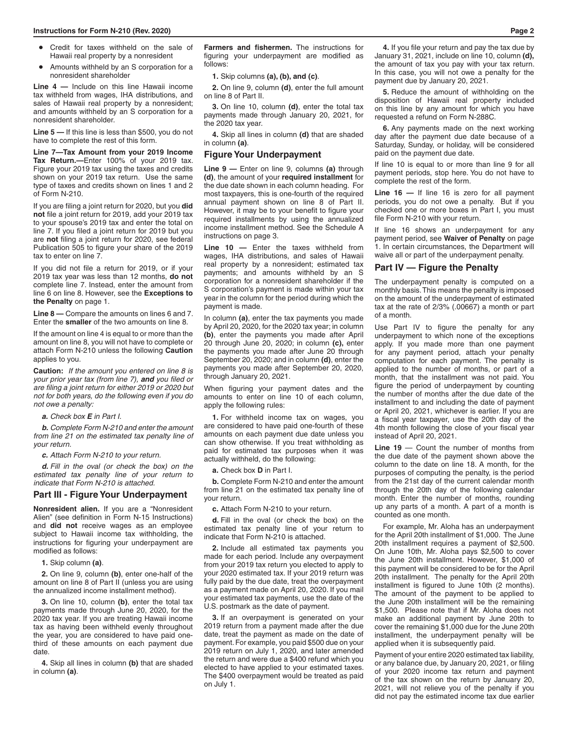- Credit for taxes withheld on the sale of Hawaii real property by a nonresident
- Amounts withheld by an S corporation for a nonresident shareholder

**Line 4 —** Include on this line Hawaii income tax withheld from wages, IHA distributions, and sales of Hawaii real property by a nonresident; and amounts withheld by an S corporation for a nonresident shareholder.

**Line 5 —** If this line is less than $500, you do not have to complete the rest of this form.

**Line 7—Tax Amount from your 2019 Income Tax Return.—**Enter 100% of your 2019 tax. Figure your 2019 tax using the taxes and credits shown on your 2019 tax return. Use the same type of taxes and credits shown on lines 1 and 2 of Form N-210.

If you are filing a joint return for 2020, but you **did not** file a joint return for 2019, add your 2019 tax to your spouse's 2019 tax and enter the total on line 7. If you filed a joint return for 2019 but you are **not** filing a joint return for 2020, see federal Publication 505 to figure your share of the 2019 tax to enter on line 7.

If you did not file a return for 2019, or if your 2019 tax year was less than 12 months, **do not** complete line 7. Instead, enter the amount from line 6 on line 8. However, see the **Exceptions to the Penalty** on page 1.

**Line 8 —** Compare the amounts on lines 6 and 7. Enter the **smaller** of the two amounts on line 8.

If the amount on line 4 is equal to or more than the amount on line 8, you will not have to complete or attach Form N-210 unless the following **Caution** applies to you.

**Caution:** *If the amount you entered on line 8 is your prior year tax (from line 7), **and** you filed or are filing a joint return for either 2019 or 2020 but not for both years, do the following even if you do not owe a penalty:*

*__a.__ Check box __E__ in Part I.*

*__b.__ Complete Form N-210 and enter the amount from line 21 on the estimated tax penalty line of your return.*

*__c.__ Attach Form N-210 to your return.*

*__d.__ Fill in the oval (or check the box) on the estimated tax penalty line of your return to indicate that Form N-210 is attached.*

## Part III - Figure Your Underpayment

**Nonresident alien.** If you are a "Nonresident Alien" (see definition in Form N-15 Instructions) and **did not** receive wages as an employee subject to Hawaii income tax withholding, the instructions for figuring your underpayment are modified as follows:

**1.** Skip column **(a)**.

**2.** On line 9, column **(b)**, enter one-half of the amount on line 8 of Part II (unless you are using the annualized income installment method).

**3.** On line 10, column **(b)**, enter the total tax payments made through June 20, 2020, for the 2020 tax year. If you are treating Hawaii income tax as having been withheld evenly throughout the year, you are considered to have paid one-third of these amounts on each payment due date.

**4.** Skip all lines in column **(b)** that are shaded in column **(a)**.

**Farmers and fishermen.** The instructions for figuring your underpayment are modified as follows:

**1.** Skip columns **(a), (b), and (c)**.

**2.** On line 9, column **(d)**, enter the full amount on line 8 of Part II.

**3.** On line 10, column **(d)**, enter the total tax payments made through January 20, 2021, for the 2020 tax year.

**4.** Skip all lines in column **(d)** that are shaded in column **(a)**.

## Figure Your Underpayment

**Line 9 —** Enter on line 9, columns **(a)** through **(d)**, the amount of your **required installment** for the due date shown in each column heading. For most taxpayers, this is one-fourth of the required annual payment shown on line 8 of Part II. However, it may be to your benefit to figure your required installments by using the annualized income installment method. See the Schedule A instructions on page 3.

**Line 10 —** Enter the taxes withheld from wages, IHA distributions, and sales of Hawaii real property by a nonresident; estimated tax payments; and amounts withheld by an S corporation for a nonresident shareholder if the S corporation's payment is made within your tax year in the column for the period during which the payment is made.

In column **(a)**, enter the tax payments you made by April 20, 2020, for the 2020 tax year; in column **(b)**, enter the payments you made after April 20 through June 20, 2020; in column **(c),** enter the payments you made after June 20 through September 20, 2020; and in column **(d)**, enter the payments you made after September 20, 2020, through January 20, 2021.

When figuring your payment dates and the amounts to enter on line 10 of each column, apply the following rules:

**1.** For withheld income tax on wages, you are considered to have paid one-fourth of these amounts on each payment due date unless you can show otherwise. If you treat withholding as paid for estimated tax purposes when it was actually withheld, do the following:

**a.** Check box **D** in Part I.

**b.** Complete Form N-210 and enter the amount from line 21 on the estimated tax penalty line of your return.

**c.** Attach Form N-210 to your return.

**d.** Fill in the oval (or check the box) on the estimated tax penalty line of your return to indicate that Form N-210 is attached.

**2.** Include all estimated tax payments you made for each period. Include any overpayment from your 2019 tax return you elected to apply to your 2020 estimated tax. If your 2019 return was fully paid by the due date, treat the overpayment as a payment made on April 20, 2020. If you mail your estimated tax payments, use the date of the U.S. postmark as the date of payment.

**3.** If an overpayment is generated on your 2019 return from a payment made after the due date, treat the payment as made on the date of payment. For example, you paid $500 due on your 2019 return on July 1, 2020, and later amended the return and were due a $400 refund which you elected to have applied to your estimated taxes. The $400 overpayment would be treated as paid on July 1.

**4.** If you file your return and pay the tax due by January 31, 2021, include on line 10, column **(d),** the amount of tax you pay with your tax return. In this case, you will not owe a penalty for the payment due by January 20, 2021.

**5.** Reduce the amount of withholding on the disposition of Hawaii real property included on this line by any amount for which you have requested a refund on Form N-288C.

**6.** Any payments made on the next working day after the payment due date because of a Saturday, Sunday, or holiday, will be considered paid on the payment due date.

If line 10 is equal to or more than line 9 for all payment periods, stop here. You do not have to complete the rest of the form.

**Line 16 —** If line 16 is zero for all payment periods, you do not owe a penalty. But if you checked one or more boxes in Part I, you must file Form N-210 with your return.

If line 16 shows an underpayment for any payment period, see **Waiver of Penalty** on page 1. In certain circumstances, the Department will waive all or part of the underpayment penalty.

## Part IV — Figure the Penalty

The underpayment penalty is computed on a monthly basis. This means the penalty is imposed on the amount of the underpayment of estimated tax at the rate of 2/3% (.00667) a month or part of a month.

Use Part IV to figure the penalty for any underpayment to which none of the exceptions apply. If you made more than one payment for any payment period, attach your penalty computation for each payment. The penalty is applied to the number of months, or part of a month, that the installment was not paid. You figure the period of underpayment by counting the number of months after the due date of the installment to and including the date of payment or April 20, 2021, whichever is earlier. If you are a fiscal year taxpayer, use the 20th day of the 4th month following the close of your fiscal year instead of April 20, 2021.

**Line 19** — Count the number of months from the due date of the payment shown above the column to the date on line 18. A month, for the purposes of computing the penalty, is the period from the 21st day of the current calendar month through the 20th day of the following calendar month. Enter the number of months, rounding up any parts of a month. A part of a month is counted as one month.

For example, Mr. Aloha has an underpayment for the April 20th installment of $1,000. The June 20th installment requires a payment of $2,500. On June 10th, Mr. Aloha pays $2,500 to cover the June 20th installment. However, $1,000 of this payment will be considered to be for the April 20th installment. The penalty for the April 20th installment is figured to June 10th (2 months). The amount of the payment to be applied to the June 20th installment will be the remaining $1,500. Please note that if Mr. Aloha does not make an additional payment by June 20th to cover the remaining $1,000 due for the June 20th installment, the underpayment penalty will be applied when it is subsequently paid.

Payment of your entire 2020 estimated tax liability, or any balance due, by January 20, 2021, or filing of your 2020 income tax return and payment of the tax shown on the return by January 20, 2021, will not relieve you of the penalty if you did not pay the estimated income tax due earlier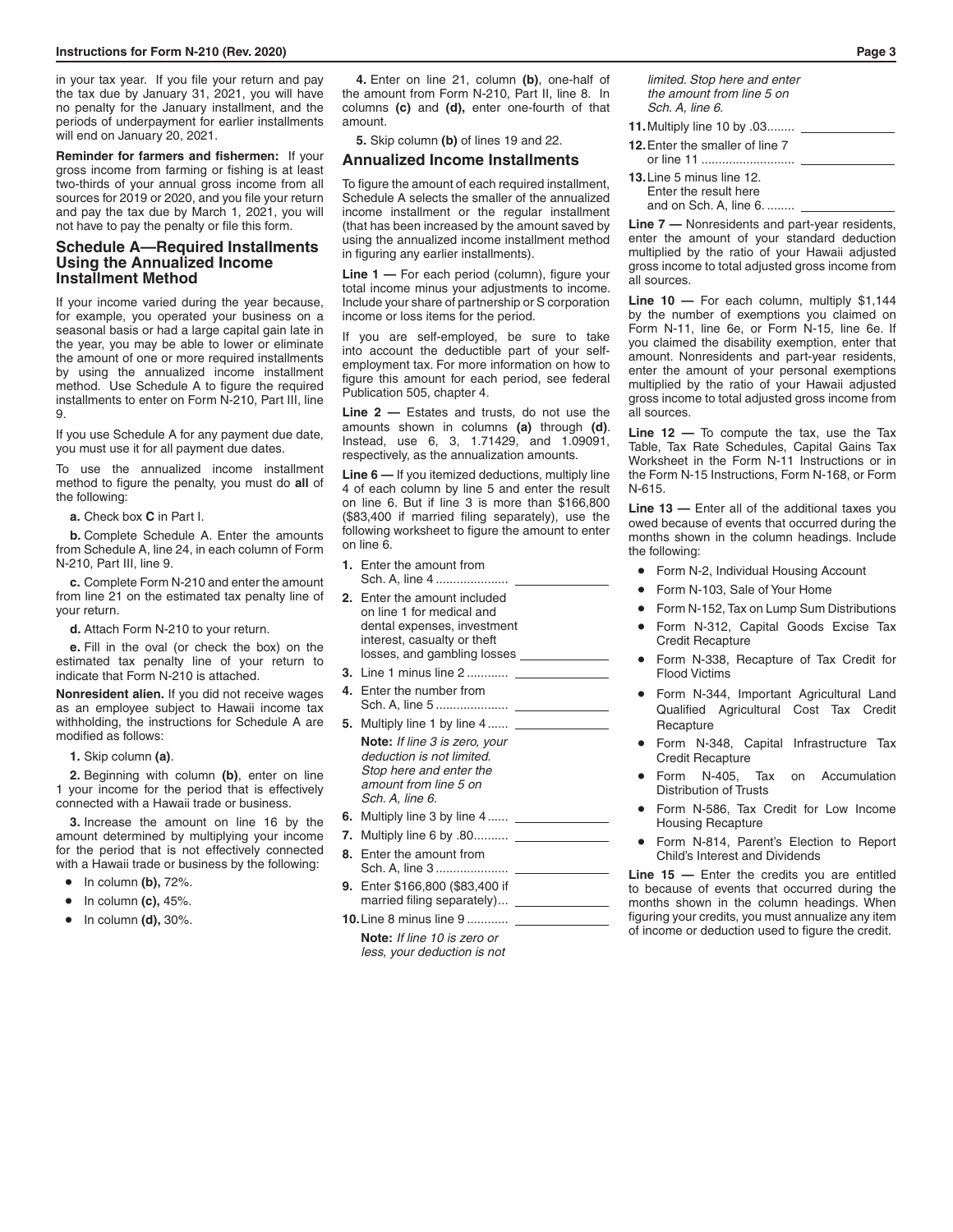in your tax year. If you file your return and pay the tax due by January 31, 2021, you will have no penalty for the January installment, and the periods of underpayment for earlier installments will end on January 20, 2021.

**Reminder for farmers and fishermen:** If your gross income from farming or fishing is at least two-thirds of your annual gross income from all sources for 2019 or 2020, and you file your return and pay the tax due by March 1, 2021, you will not have to pay the penalty or file this form.

## Schedule A—Required Installments Using the Annualized Income Installment Method

If your income varied during the year because, for example, you operated your business on a seasonal basis or had a large capital gain late in the year, you may be able to lower or eliminate the amount of one or more required installments by using the annualized income installment method. Use Schedule A to figure the required installments to enter on Form N-210, Part III, line 9.

If you use Schedule A for any payment due date, you must use it for all payment due dates.

To use the annualized income installment method to figure the penalty, you must do **all** of the following:

**a.** Check box **C** in Part I.

**b.** Complete Schedule A. Enter the amounts from Schedule A, line 24, in each column of Form N-210, Part III, line 9.

**c.** Complete Form N-210 and enter the amount from line 21 on the estimated tax penalty line of your return.

**d.** Attach Form N-210 to your return.

**e.** Fill in the oval (or check the box) on the estimated tax penalty line of your return to indicate that Form N-210 is attached.

**Nonresident alien.** If you did not receive wages as an employee subject to Hawaii income tax withholding, the instructions for Schedule A are modified as follows:

**1.** Skip column **(a)**.

**2.** Beginning with column **(b)**, enter on line 1 your income for the period that is effectively connected with a Hawaii trade or business.

**3.** Increase the amount on line 16 by the amount determined by multiplying your income for the period that is not effectively connected with a Hawaii trade or business by the following:

- In column **(b),** 72%.
- In column **(c),** 45%.
- In column **(d),** 30%.

**4.** Enter on line 21, column **(b)**, one-half of the amount from Form N-210, Part II, line 8. In columns **(c)** and **(d),** enter one-fourth of that amount.

**5.** Skip column **(b)** of lines 19 and 22.

### Annualized Income Installments

To figure the amount of each required installment, Schedule A selects the smaller of the annualized income installment or the regular installment (that has been increased by the amount saved by using the annualized income installment method in figuring any earlier installments).

**Line 1 —** For each period (column), figure your total income minus your adjustments to income. Include your share of partnership or S corporation income or loss items for the period.

If you are self-employed, be sure to take into account the deductible part of your self-employment tax. For more information on how to figure this amount for each period, see federal Publication 505, chapter 4.

**Line 2 —** Estates and trusts, do not use the amounts shown in columns **(a)** through **(d)**. Instead, use 6, 3, 1.71429, and 1.09091, respectively, as the annualization amounts.

**Line 6 —** If you itemized deductions, multiply line 4 of each column by line 5 and enter the result on line 6. But if line 3 is more than $166,800 ($83,400 if married filing separately), use the following worksheet to figure the amount to enter on line 6.

1. Enter the amount from Sch. A, line 4 .................... \_\_\_\_\_\_\_\_
2. Enter the amount included on line 1 for medical and dental expenses, investment interest, casualty or theft losses, and gambling losses \_\_\_\_\_\_\_\_
3. Line 1 minus line 2 ............ \_\_\_\_\_\_\_\_
4. Enter the number from Sch. A, line 5 .................... \_\_\_\_\_\_\_\_
5. Multiply line 1 by line 4 ...... \_\_\_\_\_\_\_\_

   **Note:** *If line 3 is zero, your deduction is not limited. Stop here and enter the amount from line 5 on Sch. A, line 6.*
6. Multiply line 3 by line 4 ...... \_\_\_\_\_\_\_\_
7. Multiply line 6 by .80.......... \_\_\_\_\_\_\_\_
8. Enter the amount from Sch. A, line 3 .................... \_\_\_\_\_\_\_\_
9. Enter $166,800 ($83,400 if married filing separately)... \_\_\_\_\_\_\_\_
10. Line 8 minus line 9 ............ \_\_\_\_\_\_\_\_

    **Note:** *If line 10 is zero or less, your deduction is not limited. Stop here and enter the amount from line 5 on Sch. A, line 6.*
11. Multiply line 10 by .03........ \_\_\_\_\_\_\_\_
12. Enter the smaller of line 7 or line 11 .......................... \_\_\_\_\_\_\_\_
13. Line 5 minus line 12. Enter the result here and on Sch. A, line 6. ........ \_\_\_\_\_\_\_\_

**Line 7 —** Nonresidents and part-year residents, enter the amount of your standard deduction multiplied by the ratio of your Hawaii adjusted gross income to total adjusted gross income from all sources.

**Line 10 —** For each column, multiply $1,144 by the number of exemptions you claimed on Form N-11, line 6e, or Form N-15, line 6e. If you claimed the disability exemption, enter that amount. Nonresidents and part-year residents, enter the amount of your personal exemptions multiplied by the ratio of your Hawaii adjusted gross income to total adjusted gross income from all sources.

**Line 12 —** To compute the tax, use the Tax Table, Tax Rate Schedules, Capital Gains Tax Worksheet in the Form N-11 Instructions or in the Form N-15 Instructions, Form N-168, or Form N-615.

**Line 13 —** Enter all of the additional taxes you owed because of events that occurred during the months shown in the column headings. Include the following:

- Form N-2, Individual Housing Account
- Form N-103, Sale of Your Home
- Form N-152, Tax on Lump Sum Distributions
- Form N-312, Capital Goods Excise Tax Credit Recapture
- Form N-338, Recapture of Tax Credit for Flood Victims
- Form N-344, Important Agricultural Land Qualified Agricultural Cost Tax Credit Recapture
- Form N-348, Capital Infrastructure Tax Credit Recapture
- Form N-405, Tax on Accumulation Distribution of Trusts
- Form N-586, Tax Credit for Low Income Housing Recapture
- Form N-814, Parent's Election to Report Child's Interest and Dividends

**Line 15 —** Enter the credits you are entitled to because of events that occurred during the months shown in the column headings. When figuring your credits, you must annualize any item of income or deduction used to figure the credit.